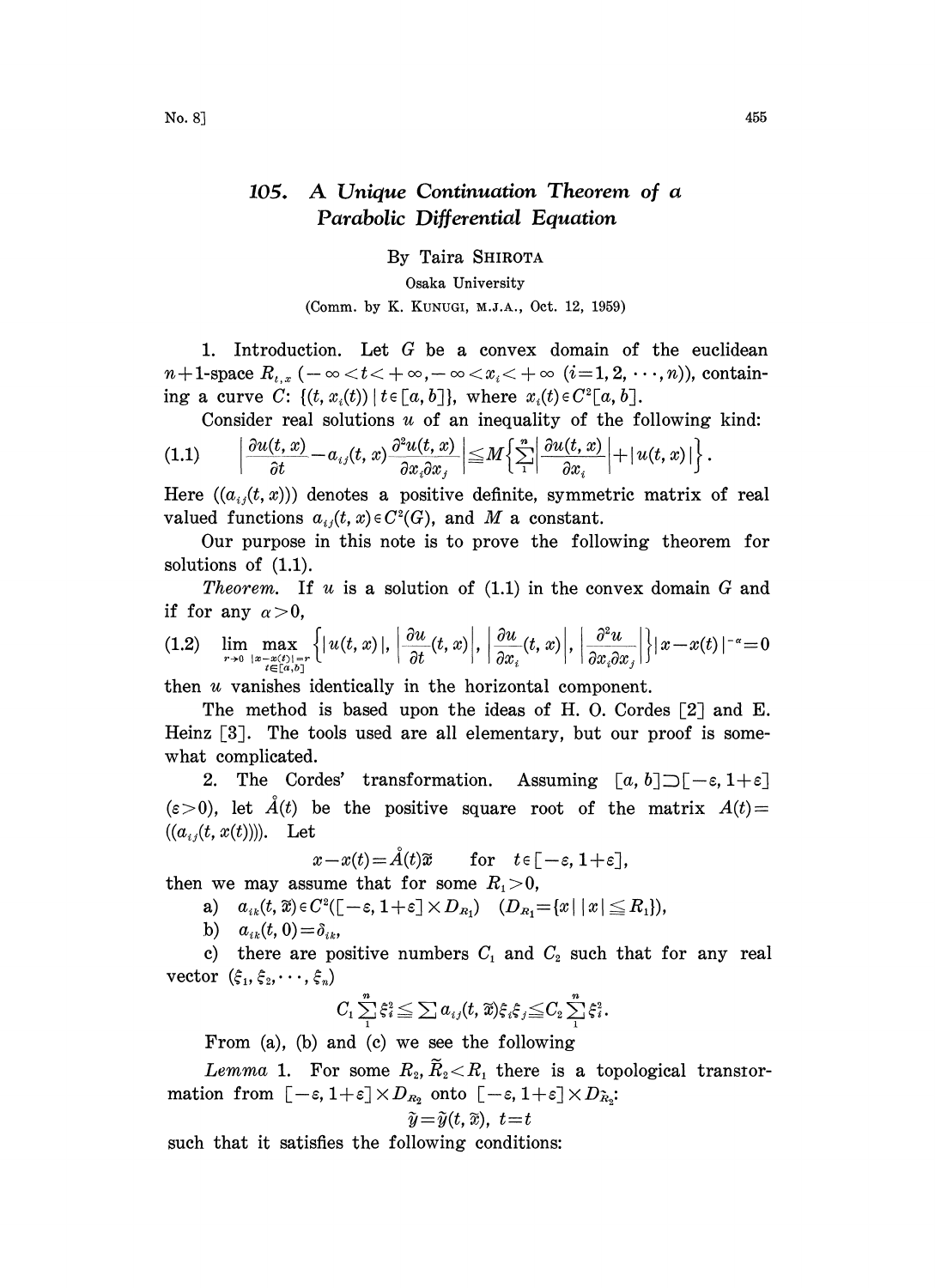# 105. A Unique Continuation Theorem of a Parabolic Differential Equation

By Taira SHIROTA

Osaka University

(Comm. by K. KUNUGI, M.J.A., Oct. 12, 1959)

1. Introduction. Let $G$ be a convex domain of the euclidean $n+1$-space $R_{t,x}$ $(-\infty<t<+\infty, -\infty<x_i<+\infty$ $(i=1,2,\cdots,n))$, containing a curve $C$: $\{(t, x_i(t)) \mid t\in[a,b]\}$, where $x_i(t)\in C^2[a,b]$.

Consider real solutions $u$ of an inequality of the following kind:

$$(1.1)\qquad \left|\frac{\partial u(t,x)}{\partial t}-a_{ij}(t,x)\frac{\partial^2 u(t,x)}{\partial x_i\partial x_j}\right|\leqq M\left\{\sum_1^n\left|\frac{\partial u(t,x)}{\partial x_i}\right|+|u(t,x)|\right\}.$$

Here $((a_{ij}(t,x)))$ denotes a positive definite, symmetric matrix of real valued functions $a_{ij}(t,x)\in C^2(G)$, and $M$ a constant.

Our purpose in this note is to prove the following theorem for solutions of (1.1).

*Theorem.* If $u$ is a solution of (1.1) in the convex domain $G$ and if for any $\alpha>0$,

$$(1.2)\qquad \lim_{r\to 0}\max_{\substack{|x-x(t)|=r\\ t\in[a,b]}}\left\{|u(t,x)|, \left|\frac{\partial u}{\partial t}(t,x)\right|, \left|\frac{\partial u}{\partial x_i}(t,x)\right|, \left|\frac{\partial^2 u}{\partial x_i\partial x_j}\right|\right\}|x-x(t)|^{-\alpha}=0$$

then $u$ vanishes identically in the horizontal component.

The method is based upon the ideas of H. O. Cordes [2] and E. Heinz [3]. The tools used are all elementary, but our proof is somewhat complicated.

2. The Cordes' transformation. Assuming $[a,b]\supset[-\varepsilon, 1+\varepsilon]$ $(\varepsilon>0)$, let $\mathring{A}(t)$ be the positive square root of the matrix $A(t)=((a_{ij}(t,x(t))))$. Let

$$x-x(t)=\mathring{A}(t)\tilde{x}\qquad \text{for}\quad t\in[-\varepsilon, 1+\varepsilon],$$

then we may assume that for some $R_1>0$,

a) $a_{ik}(t,\tilde{x})\in C^2([-\varepsilon,1+\varepsilon]\times D_{R_1})$ $(D_{R_1}=\{x \mid |x|\leqq R_1\})$,

b) $a_{ik}(t,0)=\delta_{ik}$,

c) there are positive numbers $C_1$ and $C_2$ such that for any real vector $(\xi_1,\xi_2,\cdots,\xi_n)$

$$C_1\sum_1^n\xi_i^2\leqq\sum a_{ij}(t,\tilde{x})\xi_i\xi_j\leqq C_2\sum_1^n\xi_i^2.$$

From (a), (b) and (c) we see the following

*Lemma* 1. For some $R_2, \tilde{R}_2<R_1$ there is a topological transformation from $[-\varepsilon,1+\varepsilon]\times D_{R_2}$ onto $[-\varepsilon,1+\varepsilon]\times D_{\tilde{R}_2}$:

$$\tilde{y}=\tilde{y}(t,\tilde{x}),\ t=t$$

such that it satisfies the following conditions: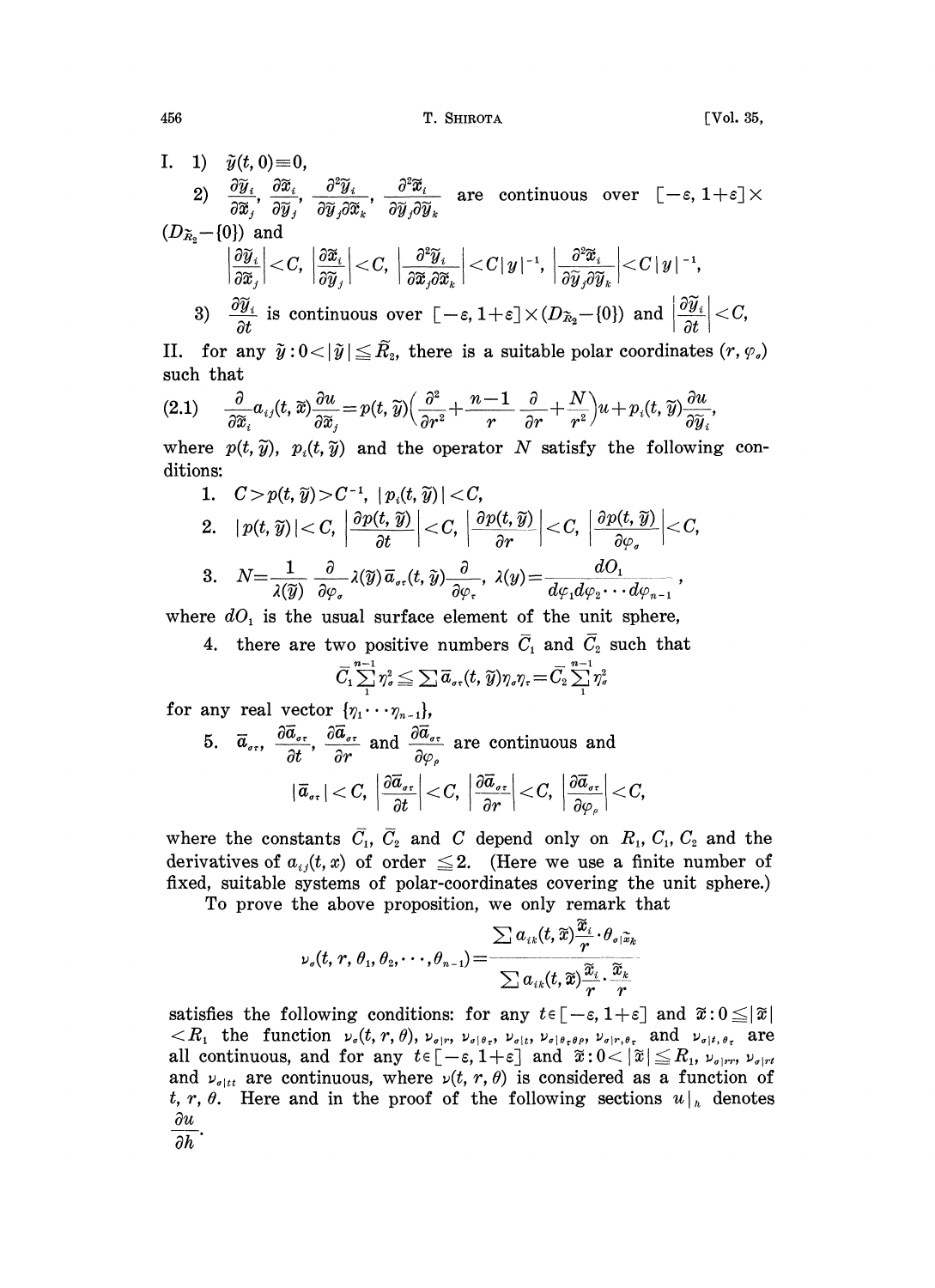I. 1) $\tilde{y}(t, 0) \equiv 0$,

2) $\dfrac{\partial \tilde{y}_i}{\partial \tilde{x}_j}$, $\dfrac{\partial \tilde{x}_i}{\partial \tilde{y}_j}$, $\dfrac{\partial^2 \tilde{y}_i}{\partial \tilde{y}_j \partial \tilde{x}_k}$, $\dfrac{\partial^2 \tilde{x}_i}{\partial \tilde{y}_j \partial \tilde{y}_k}$ are continuous over $[-\varepsilon, 1+\varepsilon] \times (D_{\tilde{R}_2} - \{0\})$ and

$$\left|\frac{\partial \tilde{y}_i}{\partial \tilde{x}_j}\right| < C, \quad \left|\frac{\partial \tilde{x}_i}{\partial \tilde{y}_j}\right| < C, \quad \left|\frac{\partial^2 \tilde{y}_i}{\partial \tilde{x}_j \partial \tilde{x}_k}\right| < C|y|^{-1}, \quad \left|\frac{\partial^2 \tilde{x}_i}{\partial \tilde{y}_j \partial \tilde{y}_k}\right| < C|y|^{-1},$$

3) $\dfrac{\partial \tilde{y}_i}{\partial t}$ is continuous over $[-\varepsilon, 1+\varepsilon] \times (D_{\tilde{R}_2} - \{0\})$ and $\left|\dfrac{\partial \tilde{y}_i}{\partial t}\right| < C$,

II. for any $\tilde{y} : 0 < |\tilde{y}| \leqq \tilde{R}_2$, there is a suitable polar coordinates $(r, \varphi_\sigma)$ such that

$$\frac{\partial}{\partial \tilde{x}_i} a_{ij}(t, \tilde{x}) \frac{\partial u}{\partial \tilde{x}_j} = p(t, \tilde{y}) \Big( \frac{\partial^2}{\partial r^2} + \frac{n-1}{r} \frac{\partial}{\partial r} + \frac{N}{r^2} \Big) u + p_i(t, \tilde{y}) \frac{\partial u}{\partial \tilde{y}_i}, \tag{2.1}$$

where $p(t, \tilde{y})$, $p_i(t, \tilde{y})$ and the operator $N$ satisfy the following conditions:

1. $C > p(t, \tilde{y}) > C^{-1}$, $|p_i(t, \tilde{y})| < C$,
2. $|p(t, \tilde{y})| < C$, $\left|\dfrac{\partial p(t, \tilde{y})}{\partial t}\right| < C$, $\left|\dfrac{\partial p(t, \tilde{y})}{\partial r}\right| < C$, $\left|\dfrac{\partial p(t, \tilde{y})}{\partial \varphi_\sigma}\right| < C$,
3. $N = \dfrac{1}{\lambda(\tilde{y})} \dfrac{\partial}{\partial \varphi_\sigma} \lambda(\tilde{y}) \bar{a}_{\sigma\tau}(t, \tilde{y}) \dfrac{\partial}{\partial \varphi_\tau}$, $\lambda(y) = \dfrac{dO_1}{d\varphi_1 d\varphi_2 \cdots d\varphi_{n-1}}$,

where $dO_1$ is the usual surface element of the unit sphere,

4. there are two positive numbers $\bar{C}_1$ and $\bar{C}_2$ such that
$$\bar{C}_1 \sum_1^{n-1} \eta_\sigma^2 \leqq \sum \bar{a}_{\sigma\tau}(t, \tilde{y}) \eta_\sigma \eta_\tau = \bar{C}_2 \sum_1^{n-1} \eta_\sigma^2$$
for any real vector $\{\eta_1 \cdots \eta_{n-1}\}$,

5. $\bar{a}_{\sigma\tau}$, $\dfrac{\partial \bar{a}_{\sigma\tau}}{\partial t}$, $\dfrac{\partial \bar{a}_{\sigma\tau}}{\partial r}$ and $\dfrac{\partial \bar{a}_{\sigma\tau}}{\partial \varphi_\rho}$ are continuous and
$$|\bar{a}_{\sigma\tau}| < C, \quad \left|\frac{\partial \bar{a}_{\sigma\tau}}{\partial t}\right| < C, \quad \left|\frac{\partial \bar{a}_{\sigma\tau}}{\partial r}\right| < C, \quad \left|\frac{\partial \bar{a}_{\sigma\tau}}{\partial \varphi_\rho}\right| < C,$$

where the constants $\bar{C}_1$, $\bar{C}_2$ and $C$ depend only on $R_1$, $C_1$, $C_2$ and the derivatives of $a_{ij}(t, x)$ of order $\leqq 2$. (Here we use a finite number of fixed, suitable systems of polar-coordinates covering the unit sphere.)

To prove the above proposition, we only remark that

$$\nu_\sigma(t, r, \theta_1, \theta_2, \cdots, \theta_{n-1}) = \frac{\sum a_{ik}(t, \tilde{x}) \dfrac{\tilde{x}_i}{r} \cdot \theta_{\sigma | \tilde{x}_k}}{\sum a_{ik}(t, \tilde{x}) \dfrac{\tilde{x}_i}{r} \cdot \dfrac{\tilde{x}_k}{r}}$$

satisfies the following conditions: for any $t \in [-\varepsilon, 1+\varepsilon]$ and $\tilde{x} : 0 \leqq |\tilde{x}| < R_1$ the function $\nu_\sigma(t, r, \theta)$, $\nu_{\sigma|r}$, $\nu_{\sigma|\theta_\tau}$, $\nu_{\sigma|t}$, $\nu_{\sigma|\theta_\tau \theta_\rho}$, $\nu_{\sigma|r,\theta_\tau}$ and $\nu_{\sigma|t,\theta_\tau}$ are all continuous, and for any $t \in [-\varepsilon, 1+\varepsilon]$ and $\tilde{x} : 0 < |\tilde{x}| \leqq R_1$, $\nu_{\sigma|rr}$, $\nu_{\sigma|rt}$ and $\nu_{\sigma|tt}$ are continuous, where $\nu(t, r, \theta)$ is considered as a function of $t$, $r$, $\theta$. Here and in the proof of the following sections $u|_h$ denotes $\dfrac{\partial u}{\partial h}$.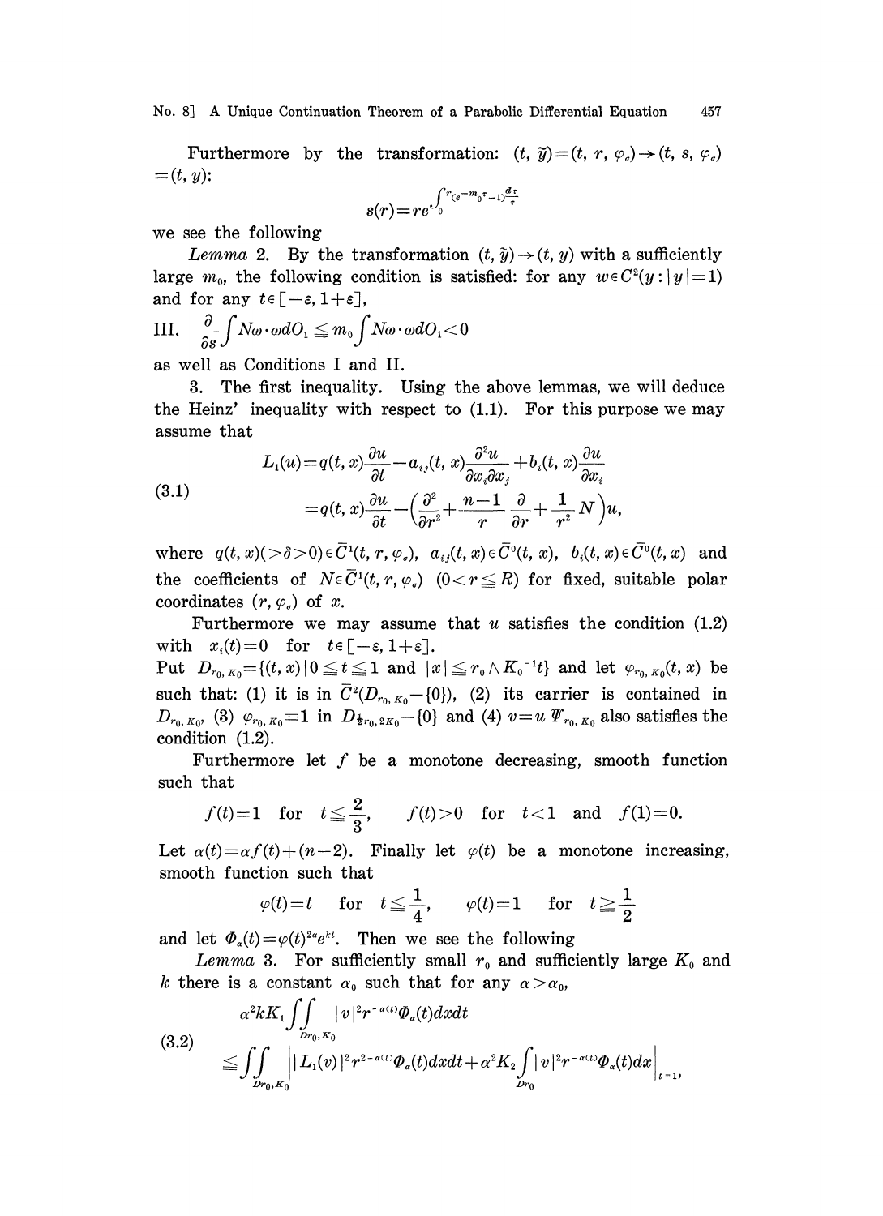Furthermore by the transformation: $(t, \tilde{y})=(t, r, \varphi_\sigma) \rightarrow (t, s, \varphi_\sigma) =(t, y)$:

$$s(r)=re^{\int_0^r (e^{-m_0\tau}-1)\frac{d\tau}{\tau}}$$

we see the following

*Lemma* 2. By the transformation $(t, \tilde{y}) \rightarrow (t, y)$ with a sufficiently large $m_0$, the following condition is satisfied: for any $w \in C^2(y : |y|=1)$ and for any $t \in [-\varepsilon, 1+\varepsilon]$,

III. $\frac{\partial}{\partial s}\int N\omega \cdot \omega dO_1 \leqq m_0 \int N\omega \cdot \omega dO_1 < 0$

as well as Conditions I and II.

3. The first inequality. Using the above lemmas, we will deduce the Heinz' inequality with respect to (1.1). For this purpose we may assume that

$$\begin{aligned} L_1(u) &= q(t, x)\frac{\partial u}{\partial t} - a_{ij}(t, x)\frac{\partial^2 u}{\partial x_i \partial x_j} + b_i(t, x)\frac{\partial u}{\partial x_i} \\ &= q(t, x)\frac{\partial u}{\partial t} - \left(\frac{\partial^2}{\partial r^2} + \frac{n-1}{r}\frac{\partial}{\partial r} + \frac{1}{r^2}N\right)u, \end{aligned} \tag{3.1}$$

where $q(t, x)(>\delta>0) \in \bar{C}^1(t, r, \varphi_\sigma)$, $a_{ij}(t, x) \in \bar{C}^0(t, x)$, $b_i(t, x) \in \bar{C}^0(t, x)$ and the coefficients of $N \in \bar{C}^1(t, r, \varphi_\sigma)$ $(0 < r \leqq R)$ for fixed, suitable polar coordinates $(r, \varphi_\sigma)$ of $x$.

Furthermore we may assume that $u$ satisfies the condition (1.2) with $x_i(t)=0$ for $t \in [-\varepsilon, 1+\varepsilon]$.

Put $D_{r_0, K_0}=\{(t, x) \mid 0 \leqq t \leqq 1 \text{ and } |x| \leqq r_0 \wedge K_0^{-1}t\}$ and let $\varphi_{r_0, K_0}(t, x)$ be such that: (1) it is in $\bar{C}^2(D_{r_0, K_0}-\{0\})$, (2) its carrier is contained in $D_{r_0, K_0}$, (3) $\varphi_{r_0, K_0} \equiv 1$ in $D_{\frac{1}{2}r_0, 2K_0}-\{0\}$ and (4) $v=u\,\Psi_{r_0, K_0}$ also satisfies the condition (1.2).

Furthermore let $f$ be a monotone decreasing, smooth function such that

$$f(t)=1 \quad \text{for} \quad t \leqq \frac{2}{3}, \qquad f(t)>0 \quad \text{for} \quad t<1 \quad \text{and} \quad f(1)=0.$$

Let $\alpha(t)=\alpha f(t)+(n-2)$. Finally let $\varphi(t)$ be a monotone increasing, smooth function such that

$$\varphi(t)=t \quad \text{for} \quad t \leqq \frac{1}{4}, \qquad \varphi(t)=1 \quad \text{for} \quad t \geqq \frac{1}{2}$$

and let $\Phi_\alpha(t)=\varphi(t)^{2\alpha}e^{kt}$. Then we see the following

*Lemma* 3. For sufficiently small $r_0$ and sufficiently large $K_0$ and $k$ there is a constant $\alpha_0$ such that for any $\alpha > \alpha_0$,

$$\begin{aligned} &\alpha^2 k K_1 \iint_{D_{r_0, K_0}} |v|^2 r^{-\alpha(t)} \Phi_\alpha(t) dx dt \\ &\leqq \iint_{D_{r_0, K_0}} \Big| |L_1(v)|^2 r^{2-\alpha(t)} \Phi_\alpha(t) dx dt + \alpha^2 K_2 \int_{D_{r_0}} |v|^2 r^{-\alpha(t)} \Phi_\alpha(t) dx \Big|_{t=1}, \end{aligned} \tag{3.2}$$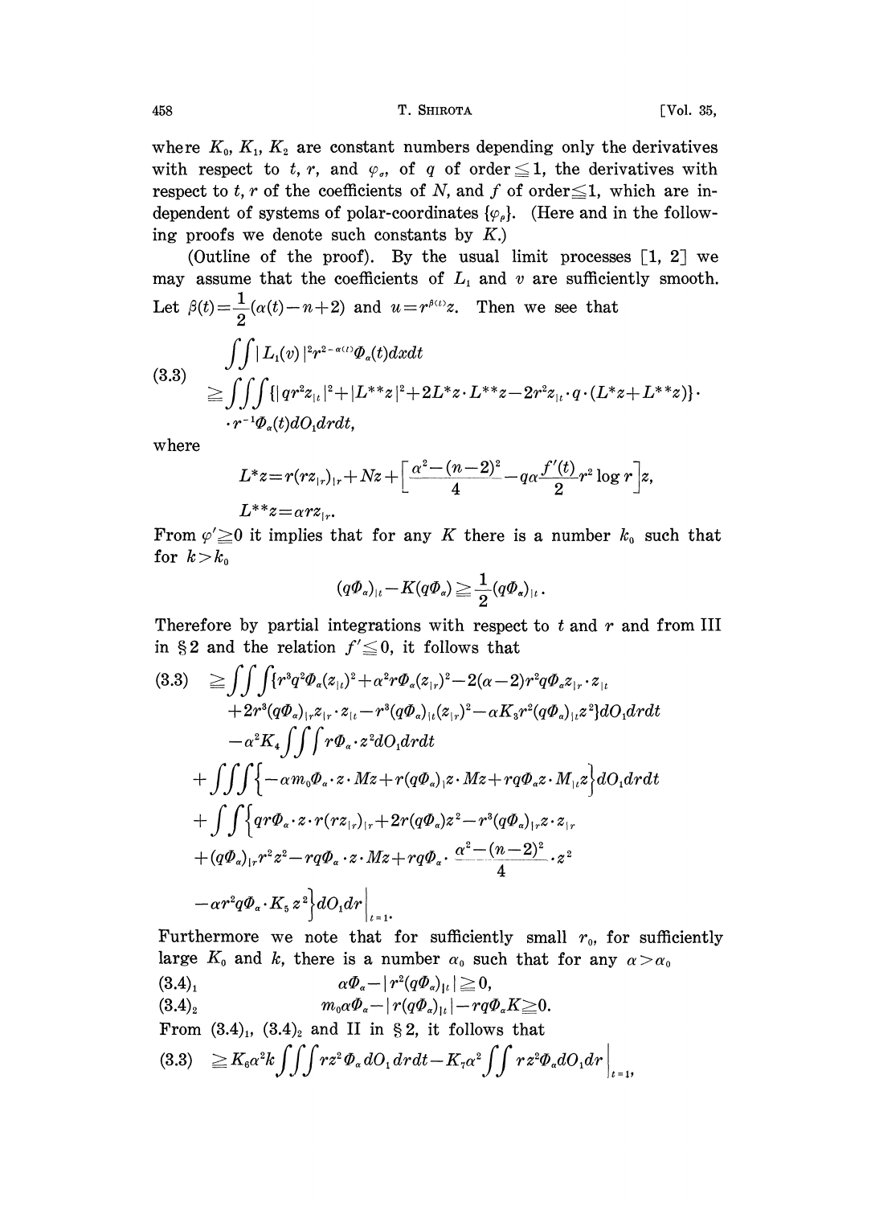where $K_0$, $K_1$, $K_2$ are constant numbers depending only the derivatives with respect to $t$, $r$, and $\varphi_\sigma$, of $q$ of order $\leqq 1$, the derivatives with respect to $t$, $r$ of the coefficients of $N$, and $f$ of order $\leqq 1$, which are independent of systems of polar-coordinates $\{\varphi_\rho\}$. (Here and in the following proofs we denote such constants by $K$.)

(Outline of the proof). By the usual limit processes [1, 2] we may assume that the coefficients of $L_1$ and $v$ are sufficiently smooth. Let $\beta(t)=\frac{1}{2}(\alpha(t)-n+2)$ and $u=r^{\beta(t)}z$. Then we see that

$$
\begin{aligned}
(3.3)\quad & \iint |L_1(v)|^2 r^{2-\alpha(t)}\Phi_\alpha(t)dxdt \\
& \geqq \iiint \{|qr^2 z_{|t}|^2+|L^{**}z|^2+2L^*z\cdot L^{**}z-2r^2 z_{|t}\cdot q\cdot(L^*z+L^{**}z)\}\cdot \\
& \quad \cdot r^{-1}\Phi_\alpha(t)dO_1 drdt,
\end{aligned}
$$

where

$$
L^*z=r(rz_{|r})_{|r}+Nz+\Big[\frac{\alpha^2-(n-2)^2}{4}-q\alpha\frac{f'(t)}{2}r^2\log r\Big]z,
$$

$$
L^{**}z=\alpha r z_{|r}.
$$

From $\varphi'\geqq 0$ it implies that for any $K$ there is a number $k_0$ such that for $k>k_0$

$$
(q\Phi_\alpha)_{|t}-K(q\Phi_\alpha)\geqq \frac{1}{2}(q\Phi_\alpha)_{|t}.
$$

Therefore by partial integrations with respect to $t$ and $r$ and from III in §2 and the relation $f'\leqq 0$, it follows that

$$
\begin{aligned}
(3.3)\quad & \geqq \iiint \{r^3q^2\Phi_\alpha(z_{|t})^2+\alpha^2 r\Phi_\alpha(z_{|r})^2-2(\alpha-2)r^2q\Phi_\alpha z_{|r}\cdot z_{|t} \\
& \quad +2r^3(q\Phi_\alpha)_{|r}z_{|r}\cdot z_{|t}-r^3(q\Phi_\alpha)_{|t}(z_{|r})^2-\alpha K_3 r^2(q\Phi_\alpha)_{|t}z^2\}dO_1drdt \\
& \quad -\alpha^2 K_4\iiint r\Phi_\alpha\cdot z^2 dO_1drdt \\
& \quad +\iiint\Big\{-\alpha m_0\Phi_\alpha\cdot z\cdot Mz+r(q\Phi_\alpha)_{|t}z\cdot Mz+rq\Phi_\alpha z\cdot M_{|t}z\Big\}dO_1drdt \\
& \quad +\iint\Big\{qr\Phi_\alpha\cdot z\cdot r(rz_{|r})_{|r}+2r(q\Phi_\alpha)z^2-r^3(q\Phi_\alpha)_{|r}z\cdot z_{|r} \\
& \quad +(q\Phi_\alpha)_{|r}r^2z^2-rq\Phi_\alpha\cdot z\cdot Mz+rq\Phi_\alpha\cdot\frac{\alpha^2-(n-2)^2}{4}\cdot z^2 \\
& \quad -\alpha r^2 q\Phi_\alpha\cdot K_5 z^2\Big\}dO_1dr\Big|_{t=1}.
\end{aligned}
$$

Furthermore we note that for sufficiently small $r_0$, for sufficiently large $K_0$ and $k$, there is a number $\alpha_0$ such that for any $\alpha>\alpha_0$

$$
(3.4)_1\qquad \alpha\Phi_\alpha-|r^2(q\Phi_\alpha)_{|t}|\geqq 0,
$$

$$
(3.4)_2\qquad m_0\alpha\Phi_\alpha-|r(q\Phi_\alpha)_{|t}|-rq\Phi_\alpha K\geqq 0.
$$

From $(3.4)_1$, $(3.4)_2$ and II in §2, it follows that

$$
(3.3)\quad \geqq K_6\alpha^2 k\iiint rz^2\Phi_\alpha dO_1drdt-K_7\alpha^2\iint rz^2\Phi_\alpha dO_1dr\Big|_{t=1},
$$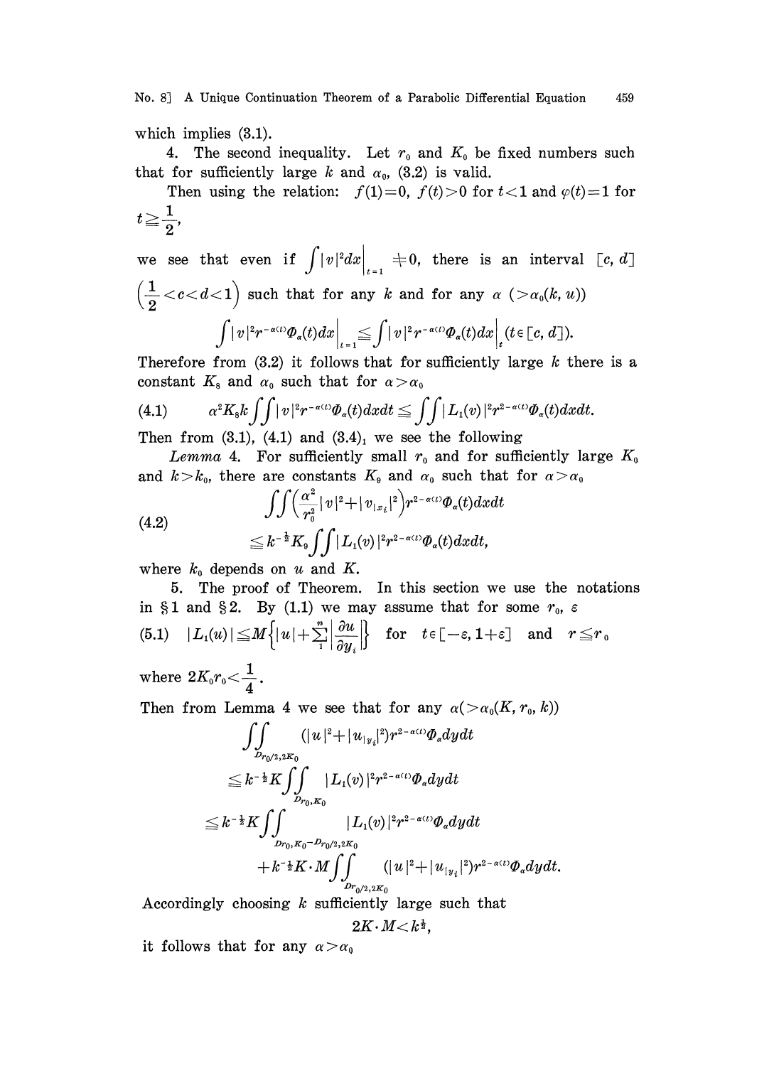which implies (3.1).

4. The second inequality. Let $r_0$ and $K_0$ be fixed numbers such that for sufficiently large $k$ and $\alpha_0$, (3.2) is valid.

Then using the relation: $f(1)=0$, $f(t)>0$ for $t<1$ and $\varphi(t)=1$ for $t \geqq \frac{1}{2}$,

we see that even if $\int |v|^2 dx \Big|_{t=1} \neq 0$, there is an interval $[c, d]$ $\left(\frac{1}{2}<c<d<1\right)$ such that for any $k$ and for any $\alpha$ $(>\alpha_0(k, u))$

$$\int |v|^2 r^{-\alpha(t)} \Phi_\alpha(t) dx \Big|_{t=1} \leqq \int |v|^2 r^{-\alpha(t)} \Phi_\alpha(t) dx \Big|_t (t \in [c, d]).$$

Therefore from (3.2) it follows that for sufficiently large $k$ there is a constant $K_8$ and $\alpha_0$ such that for $\alpha > \alpha_0$

$$\alpha^2 K_8 k \iint |v|^2 r^{-\alpha(t)} \Phi_\alpha(t) dx dt \leqq \iint |L_1(v)|^2 r^{2-\alpha(t)} \Phi_\alpha(t) dx dt. \tag{4.1}$$

Then from (3.1), (4.1) and $(3.4)_1$ we see the following

*Lemma* 4. For sufficiently small $r_0$ and for sufficiently large $K_0$ and $k>k_0$, there are constants $K_9$ and $\alpha_0$ such that for $\alpha > \alpha_0$

$$\begin{aligned} &\iint \left(\frac{\alpha^2}{r_0^2}|v|^2 + |v_{|x_i}|^2\right) r^{2-\alpha(t)} \Phi_\alpha(t) dx dt \\ &\leqq k^{-\frac{1}{2}} K_9 \iint |L_1(v)|^2 r^{2-\alpha(t)} \Phi_\alpha(t) dx dt, \end{aligned} \tag{4.2}$$

where $k_0$ depends on $u$ and $K$.

5. The proof of Theorem. In this section we use the notations in §1 and §2. By (1.1) we may assume that for some $r_0$, $\varepsilon$

$$|L_1(u)| \leqq M\left\{|u| + \sum_1^n \left|\frac{\partial u}{\partial y_i}\right|\right\} \quad \text{for} \quad t \in [-\varepsilon, 1+\varepsilon] \quad \text{and} \quad r \leqq r_0 \tag{5.1}$$

where $2K_0 r_0 < \frac{1}{4}$.

Then from Lemma 4 we see that for any $\alpha (>\alpha_0(K, r_0, k))$

$$\begin{aligned} &\iint_{D_{r_0/2, 2K_0}} (|u|^2 + |u_{|y_i}|^2) r^{2-\alpha(t)} \Phi_\alpha dy dt \\ &\leqq k^{-\frac{1}{2}} K \iint_{D_{r_0, K_0}} |L_1(v)|^2 r^{2-\alpha(t)} \Phi_\alpha dy dt \\ &\leqq k^{-\frac{1}{2}} K \iint_{D_{r_0, K_0} - D_{r_0/2, 2K_0}} |L_1(v)|^2 r^{2-\alpha(t)} \Phi_\alpha dy dt \\ &\quad + k^{-\frac{1}{2}} K \cdot M \iint_{D_{r_0/2, 2K_0}} (|u|^2 + |u_{|y_i}|^2) r^{2-\alpha(t)} \Phi_\alpha dy dt. \end{aligned}$$

Accordingly choosing $k$ sufficiently large such that

$$2K \cdot M < k^{\frac{1}{2}},$$

it follows that for any $\alpha > \alpha_0$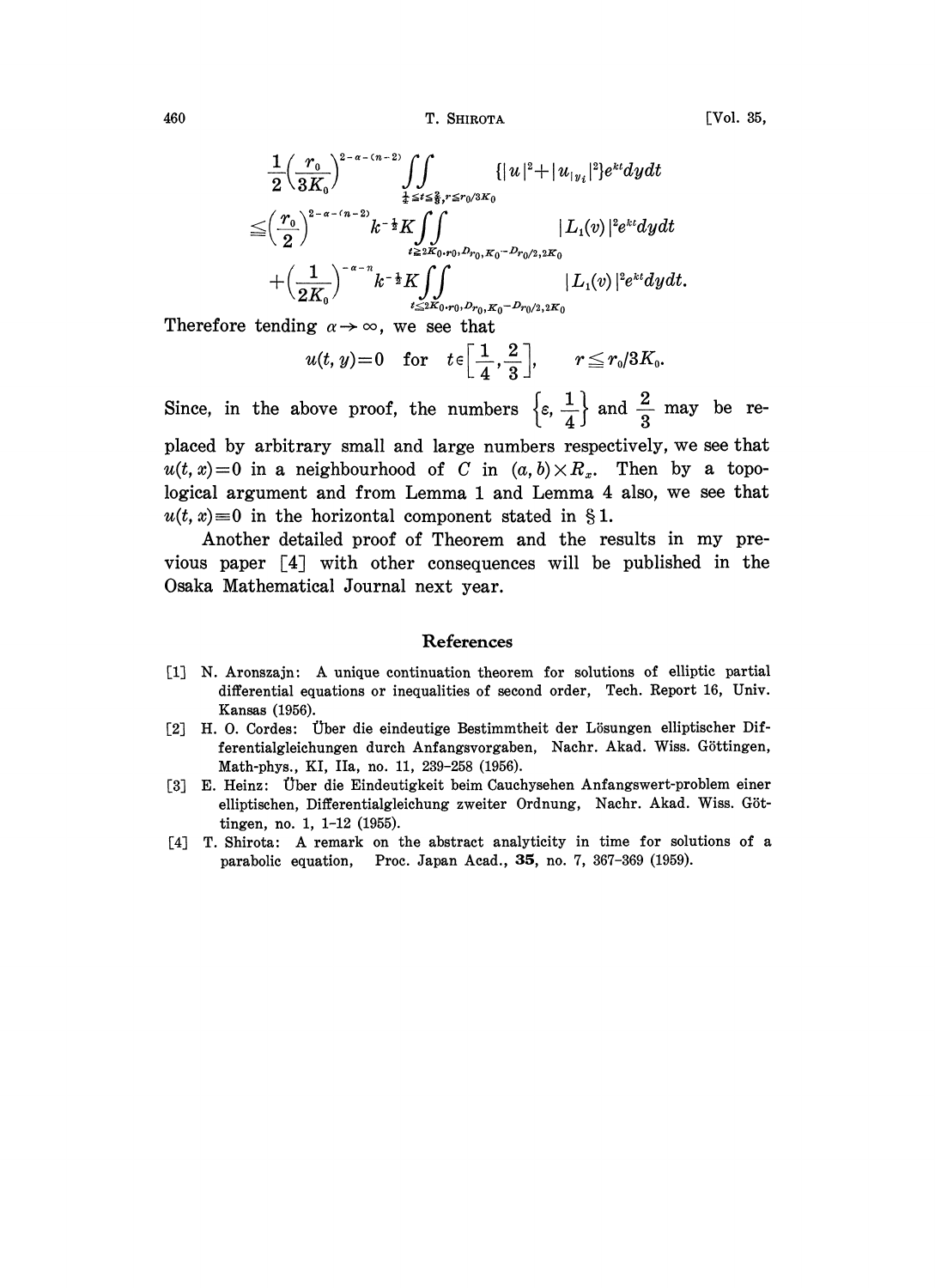$$\frac{1}{2}\left(\frac{r_0}{3K_0}\right)^{2-\alpha-(n-2)}\iint_{\frac{1}{4}\leq t\leq\frac{2}{3},r\leq r_0/3K_0}\{|u|^2+|u_{|y_i}|^2\}e^{kt}dydt$$

$$\leqq\left(\frac{r_0}{2}\right)^{2-\alpha-(n-2)}k^{-\frac{1}{2}}K\iint_{t\geqq 2K_0\cdot r_0,D_{r_0,K_0}-D_{r_0/2,2K_0}}|L_1(v)|^2e^{kt}dydt$$

$$+\left(\frac{1}{2K_0}\right)^{-\alpha-n}k^{-\frac{1}{2}}K\iint_{t\leqq 2K_0\cdot r_0,D_{r_0,K_0}-D_{r_0/2,2K_0}}|L_1(v)|^2e^{kt}dydt.$$

Therefore tending $\alpha\to\infty$, we see that

$$u(t,y)=0 \quad \text{for} \quad t\in\left[\frac{1}{4},\frac{2}{3}\right], \qquad r\leqq r_0/3K_0.$$

Since, in the above proof, the numbers $\left\{\varepsilon,\frac{1}{4}\right\}$ and $\frac{2}{3}$ may be replaced by arbitrary small and large numbers respectively, we see that $u(t,x)=0$ in a neighbourhood of $C$ in $(a,b)\times R_x$. Then by a topological argument and from Lemma 1 and Lemma 4 also, we see that $u(t,x)\equiv 0$ in the horizontal component stated in § 1.

Another detailed proof of Theorem and the results in my previous paper [4] with other consequences will be published in the Osaka Mathematical Journal next year.

## References

[1] N. Aronszajn: A unique continuation theorem for solutions of elliptic partial differential equations or inequalities of second order, Tech. Report 16, Univ. Kansas (1956).

[2] H. O. Cordes: Über die eindeutige Bestimmtheit der Lösungen elliptischer Differentialgleichungen durch Anfangsvorgaben, Nachr. Akad. Wiss. Göttingen, Math-phys., KI, IIa, no. 11, 239–258 (1956).

[3] E. Heinz: Über die Eindeutigkeit beim Cauchysehen Anfangswert-problem einer elliptischen, Differentialgleichung zweiter Ordnung, Nachr. Akad. Wiss. Göttingen, no. 1, 1–12 (1955).

[4] T. Shirota: A remark on the abstract analyticity in time for solutions of a parabolic equation, Proc. Japan Acad., **35**, no. 7, 367–369 (1959).